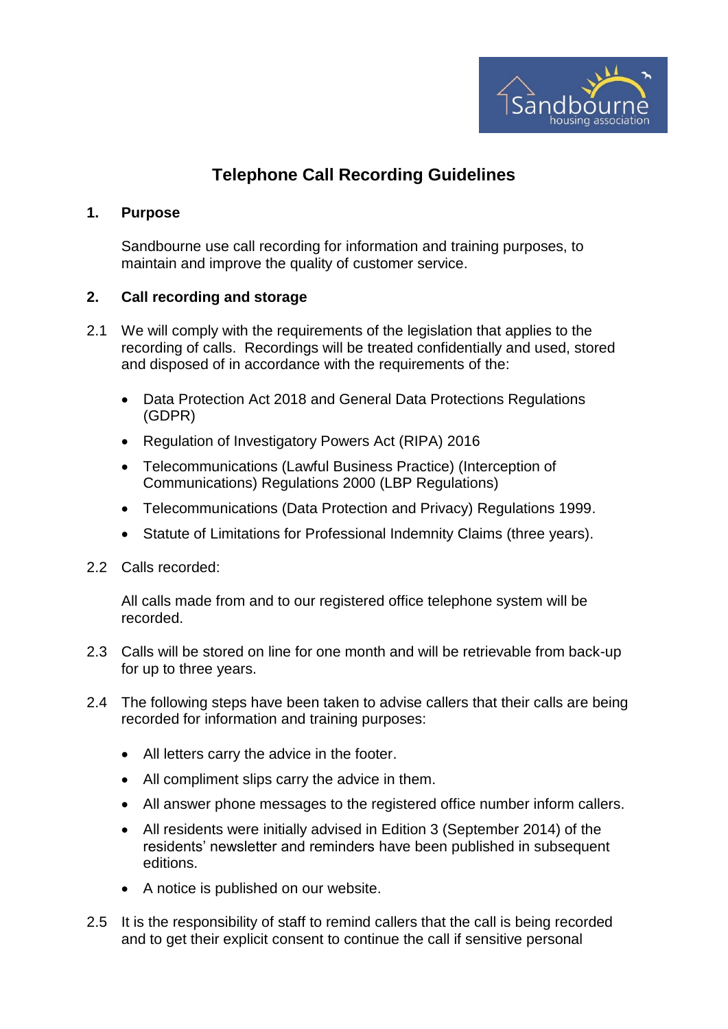# Telephone Call Recording Guidelines

## 1. Purpose

Sandbourne use call recording for information and training purposes, to maintain and improve the quality of customer service.

## 2. Call recording and storage

2.1 We will comply with the requirements of the legislation that applies to the recording of calls. Recordings will be treated confidentially and used, stored and disposed of in accordance with the requirements of the:

- Data Protection Act 2018 and General Data Protections Regulations (GDPR)
- Regulation of Investigatory Powers Act (RIPA) 2016
- Telecommunications (Lawful Business Practice) (Interception of Communications) Regulations 2000 (LBP Regulations)
- Telecommunications (Data Protection and Privacy) Regulations 1999.
- Statute of Limitations for Professional Indemnity Claims (three years).

2.2 Calls recorded:

All calls made from and to our registered office telephone system will be recorded.

2.3 Calls will be stored on line for one month and will be retrievable from back-up for up to three years.

2.4 The following steps have been taken to advise callers that their calls are being recorded for information and training purposes:

- All letters carry the advice in the footer.
- All compliment slips carry the advice in them.
- All answer phone messages to the registered office number inform callers.
- All residents were initially advised in Edition 3 (September 2014) of the residents' newsletter and reminders have been published in subsequent editions.
- A notice is published on our website.

2.5 It is the responsibility of staff to remind callers that the call is being recorded and to get their explicit consent to continue the call if sensitive personal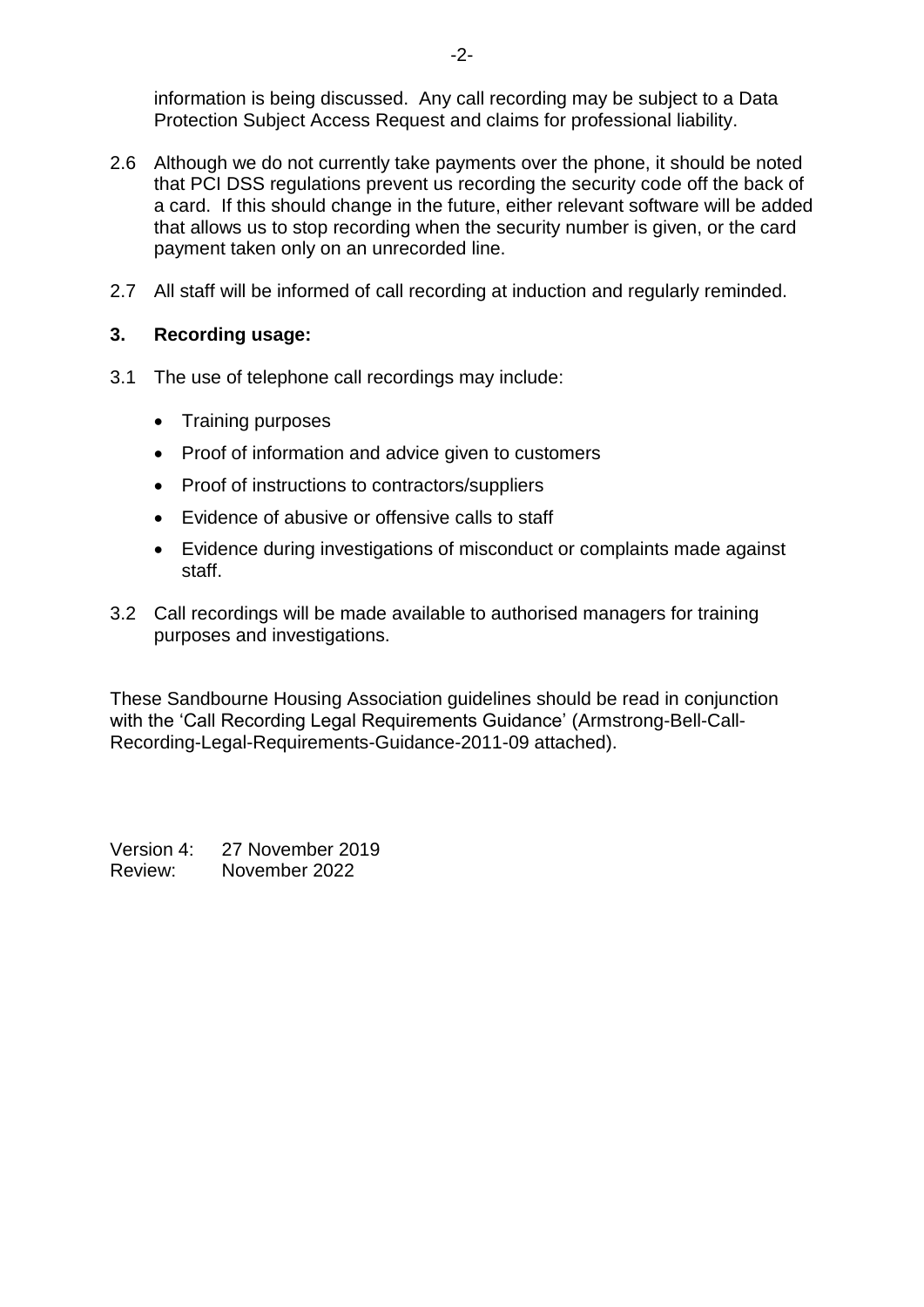information is being discussed. Any call recording may be subject to a Data Protection Subject Access Request and claims for professional liability.

2.6 Although we do not currently take payments over the phone, it should be noted that PCI DSS regulations prevent us recording the security code off the back of a card. If this should change in the future, either relevant software will be added that allows us to stop recording when the security number is given, or the card payment taken only on an unrecorded line.

2.7 All staff will be informed of call recording at induction and regularly reminded.

## 3. Recording usage:

3.1 The use of telephone call recordings may include:

- Training purposes
- Proof of information and advice given to customers
- Proof of instructions to contractors/suppliers
- Evidence of abusive or offensive calls to staff
- Evidence during investigations of misconduct or complaints made against staff.

3.2 Call recordings will be made available to authorised managers for training purposes and investigations.

These Sandbourne Housing Association guidelines should be read in conjunction with the 'Call Recording Legal Requirements Guidance' (Armstrong-Bell-Call-Recording-Legal-Requirements-Guidance-2011-09 attached).

Version 4: 27 November 2019
Review: November 2022